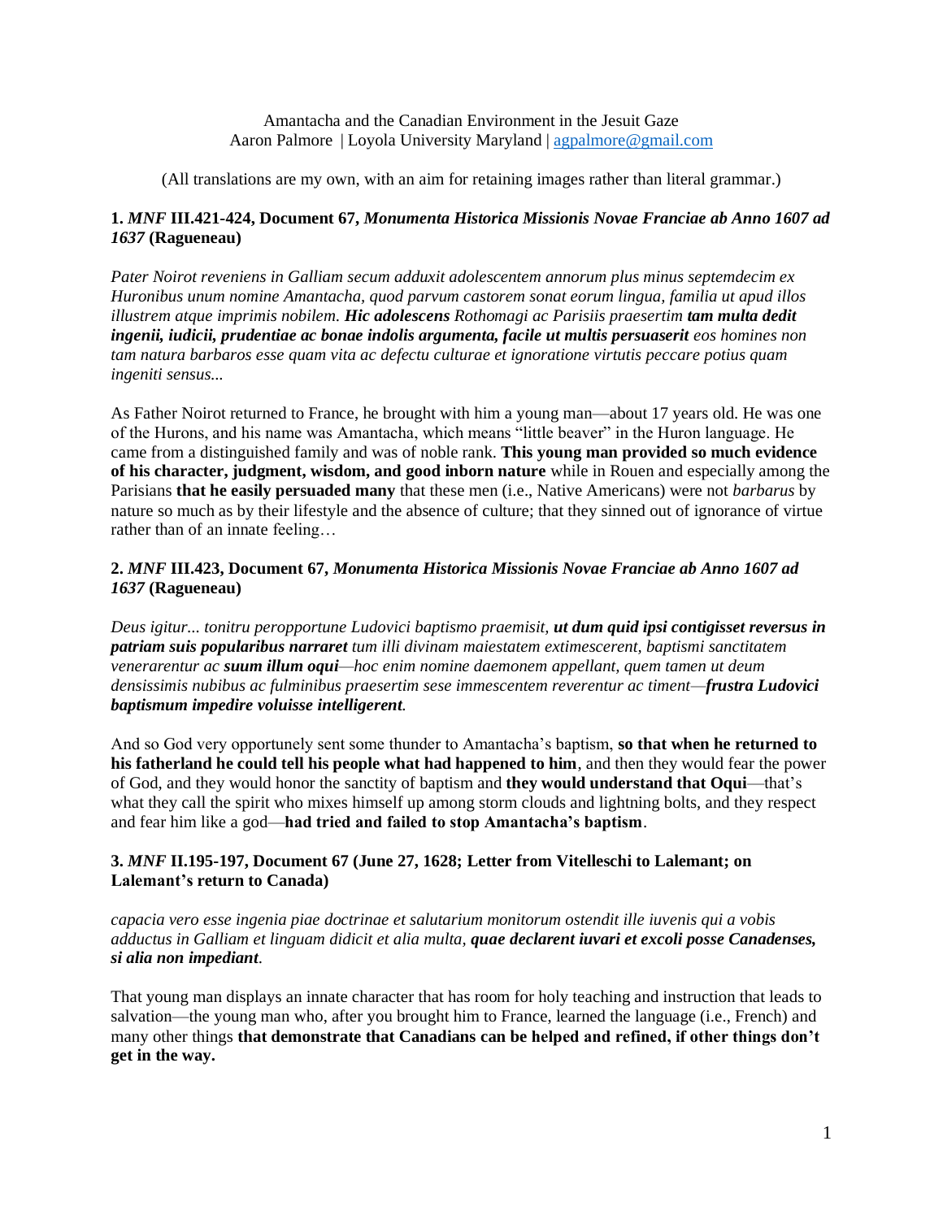Amantacha and the Canadian Environment in the Jesuit Gaze
Aaron Palmore | Loyola University Maryland | agpalmore@gmail.com

(All translations are my own, with an aim for retaining images rather than literal grammar.)

**1.** ***MNF*** **III.421-424, Document 67,** ***Monumenta Historica Missionis Novae Franciae ab Anno 1607 ad 1637*** **(Ragueneau)**

*Pater Noirot reveniens in Galliam secum adduxit adolescentem annorum plus minus septemdecim ex Huronibus unum nomine Amantacha, quod parvum castorem sonat eorum lingua, familia ut apud illos illustrem atque imprimis nobilem.* ***Hic adolescens*** *Rothomagi ac Parisiis praesertim* ***tam multa dedit ingenii, iudicii, prudentiae ac bonae indolis argumenta, facile ut multis persuaserit*** *eos homines non tam natura barbaros esse quam vita ac defectu culturae et ignoratione virtutis peccare potius quam ingeniti sensus...*

As Father Noirot returned to France, he brought with him a young man—about 17 years old. He was one of the Hurons, and his name was Amantacha, which means "little beaver" in the Huron language. He came from a distinguished family and was of noble rank. **This young man provided so much evidence of his character, judgment, wisdom, and good inborn nature** while in Rouen and especially among the Parisians **that he easily persuaded many** that these men (i.e., Native Americans) were not *barbarus* by nature so much as by their lifestyle and the absence of culture; that they sinned out of ignorance of virtue rather than of an innate feeling…

**2.** ***MNF*** **III.423, Document 67,** ***Monumenta Historica Missionis Novae Franciae ab Anno 1607 ad 1637*** **(Ragueneau)**

*Deus igitur... tonitru peropportune Ludovici baptismo praemisit,* ***ut dum quid ipsi contigisset reversus in patriam suis popularibus narraret*** *tum illi divinam maiestatem extimescerent, baptismi sanctitatem venerarentur ac* ***suum illum oqui****—hoc enim nomine daemonem appellant, quem tamen ut deum densissimis nubibus ac fulminibus praesertim sese immescentem reverentur ac timent—****frustra Ludovici baptismum impedire voluisse intelligerent****.*

And so God very opportunely sent some thunder to Amantacha's baptism, **so that when he returned to his fatherland he could tell his people what had happened to him**, and then they would fear the power of God, and they would honor the sanctity of baptism and **they would understand that Oqui**—that's what they call the spirit who mixes himself up among storm clouds and lightning bolts, and they respect and fear him like a god—**had tried and failed to stop Amantacha's baptism**.

**3.** ***MNF*** **II.195-197, Document 67 (June 27, 1628; Letter from Vitelleschi to Lalemant; on Lalemant's return to Canada)**

*capacia vero esse ingenia piae doctrinae et salutarium monitorum ostendit ille iuvenis qui a vobis adductus in Galliam et linguam didicit et alia multa,* ***quae declarent iuvari et excoli posse Canadenses, si alia non impediant****.*

That young man displays an innate character that has room for holy teaching and instruction that leads to salvation—the young man who, after you brought him to France, learned the language (i.e., French) and many other things **that demonstrate that Canadians can be helped and refined, if other things don't get in the way.**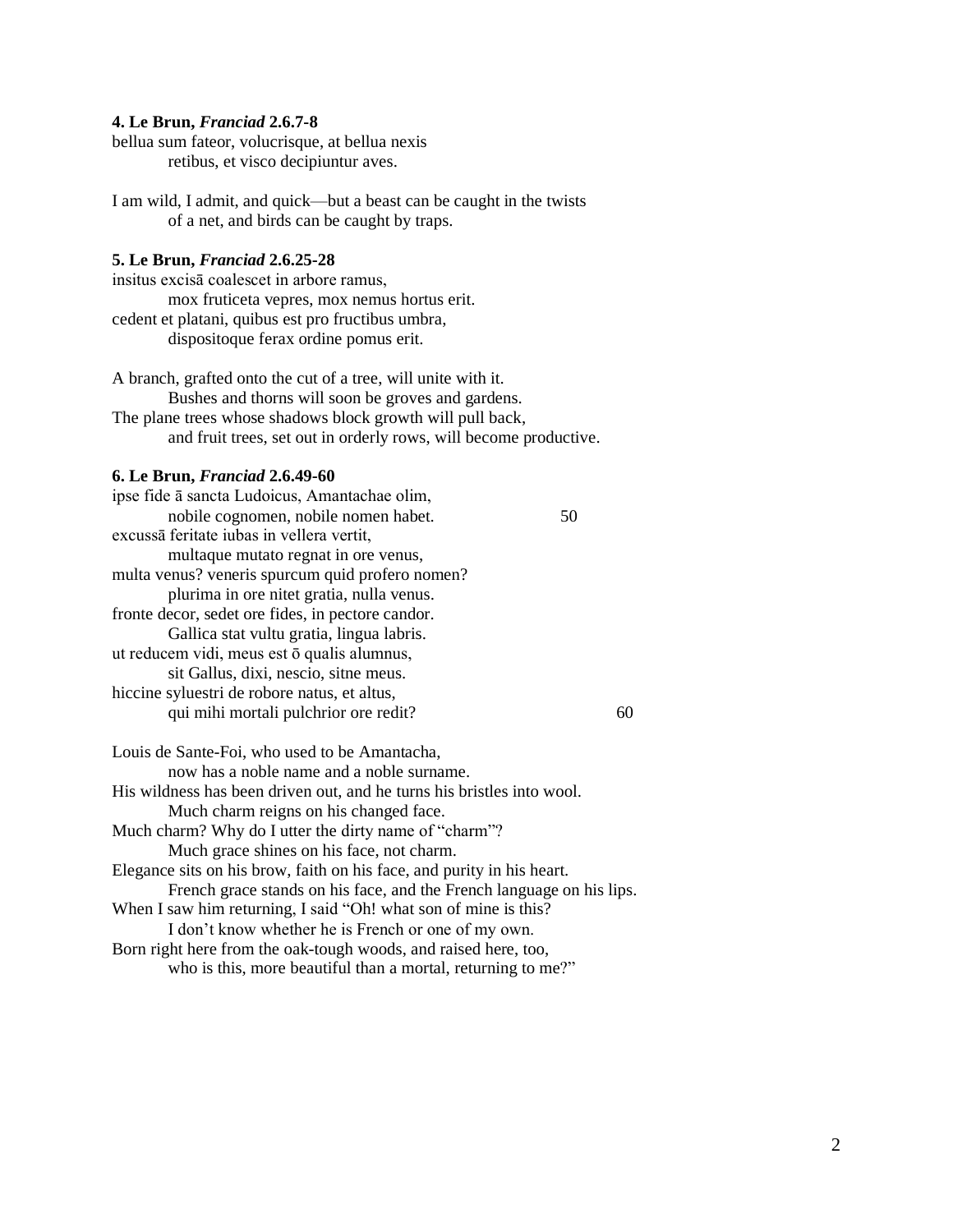**4. Le Brun, *Franciad* 2.6.7-8**

bellua sum fateor, volucrisque, at bellua nexis
 retibus, et visco decipiuntur aves.

I am wild, I admit, and quick—but a beast can be caught in the twists
 of a net, and birds can be caught by traps.

**5. Le Brun, *Franciad* 2.6.25-28**

insitus excisā coalescet in arbore ramus,
 mox fruticeta vepres, mox nemus hortus erit.
cedent et platani, quibus est pro fructibus umbra,
 dispositoque ferax ordine pomus erit.

A branch, grafted onto the cut of a tree, will unite with it.
 Bushes and thorns will soon be groves and gardens.
The plane trees whose shadows block growth will pull back,
 and fruit trees, set out in orderly rows, will become productive.

**6. Le Brun, *Franciad* 2.6.49-60**

ipse fide ā sancta Ludoicus, Amantachae olim,
 nobile cognomen, nobile nomen habet. 50
excussā feritate iubas in vellera vertit,
 multaque mutato regnat in ore venus,
multa venus? veneris spurcum quid profero nomen?
 plurima in ore nitet gratia, nulla venus.
fronte decor, sedet ore fides, in pectore candor.
 Gallica stat vultu gratia, lingua labris.
ut reducem vidi, meus est ō qualis alumnus,
 sit Gallus, dixi, nescio, sitne meus.
hiccine syluestri de robore natus, et altus,
 qui mihi mortali pulchrior ore redit? 60

Louis de Sante-Foi, who used to be Amantacha,
 now has a noble name and a noble surname.
His wildness has been driven out, and he turns his bristles into wool.
 Much charm reigns on his changed face.
Much charm? Why do I utter the dirty name of "charm"?
 Much grace shines on his face, not charm.
Elegance sits on his brow, faith on his face, and purity in his heart.
 French grace stands on his face, and the French language on his lips.
When I saw him returning, I said "Oh! what son of mine is this?
 I don't know whether he is French or one of my own.
Born right here from the oak-tough woods, and raised here, too,
 who is this, more beautiful than a mortal, returning to me?"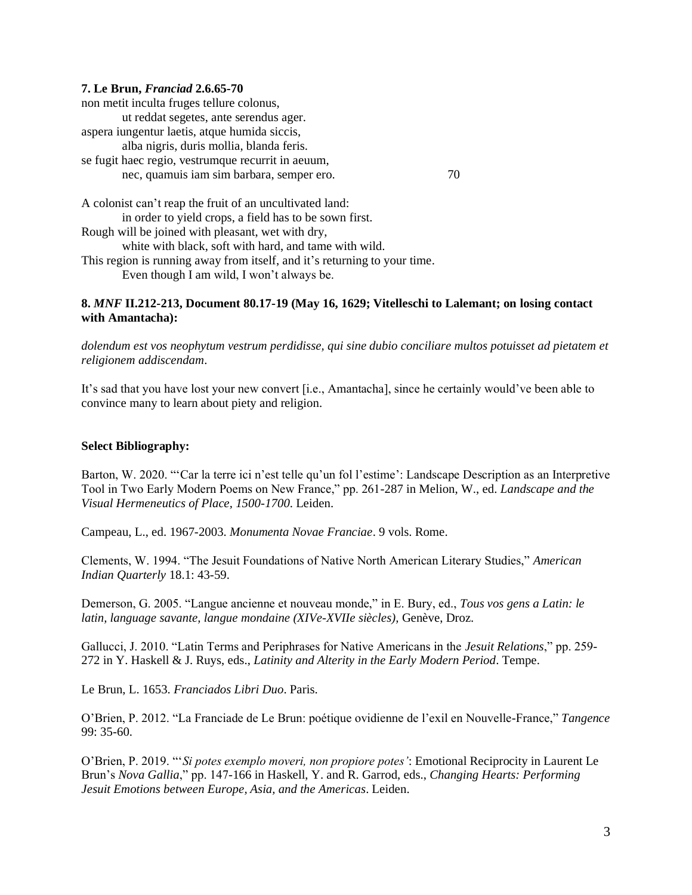**7. Le Brun, *Franciad* 2.6.65-70**

non metit inculta fruges tellure colonus,
    ut reddat segetes, ante serendus ager.
aspera iungentur laetis, atque humida siccis,
    alba nigris, duris mollia, blanda feris.
se fugit haec regio, vestrumque recurrit in aeuum,
    nec, quamuis iam sim barbara, semper ero. 70

A colonist can't reap the fruit of an uncultivated land:
    in order to yield crops, a field has to be sown first.
Rough will be joined with pleasant, wet with dry,
    white with black, soft with hard, and tame with wild.
This region is running away from itself, and it's returning to your time.
    Even though I am wild, I won't always be.

**8. *MNF* II.212-213, Document 80.17-19 (May 16, 1629; Vitelleschi to Lalemant; on losing contact with Amantacha):**

*dolendum est vos neophytum vestrum perdidisse, qui sine dubio conciliare multos potuisset ad pietatem et religionem addiscendam*.

It's sad that you have lost your new convert [i.e., Amantacha], since he certainly would've been able to convince many to learn about piety and religion.

**Select Bibliography:**

Barton, W. 2020. "'Car la terre ici n'est telle qu'un fol l'estime': Landscape Description as an Interpretive Tool in Two Early Modern Poems on New France," pp. 261-287 in Melion, W., ed. *Landscape and the Visual Hermeneutics of Place, 1500-1700*. Leiden.

Campeau, L., ed. 1967-2003. *Monumenta Novae Franciae*. 9 vols. Rome.

Clements, W. 1994. "The Jesuit Foundations of Native North American Literary Studies," *American Indian Quarterly* 18.1: 43-59.

Demerson, G. 2005. "Langue ancienne et nouveau monde," in E. Bury, ed., *Tous vos gens a Latin: le latin, language savante, langue mondaine (XIVe-XVIIe siècles),* Genève, Droz.

Gallucci, J. 2010. "Latin Terms and Periphrases for Native Americans in the *Jesuit Relations*," pp. 259-272 in Y. Haskell & J. Ruys, eds., *Latinity and Alterity in the Early Modern Period*. Tempe.

Le Brun, L. 1653. *Franciados Libri Duo*. Paris.

O'Brien, P. 2012. "La Franciade de Le Brun: poétique ovidienne de l'exil en Nouvelle-France," *Tangence* 99: 35-60.

O'Brien, P. 2019. "'*Si potes exemplo moveri, non propiore potes'*: Emotional Reciprocity in Laurent Le Brun's *Nova Gallia*," pp. 147-166 in Haskell, Y. and R. Garrod, eds., *Changing Hearts: Performing Jesuit Emotions between Europe, Asia, and the Americas*. Leiden.